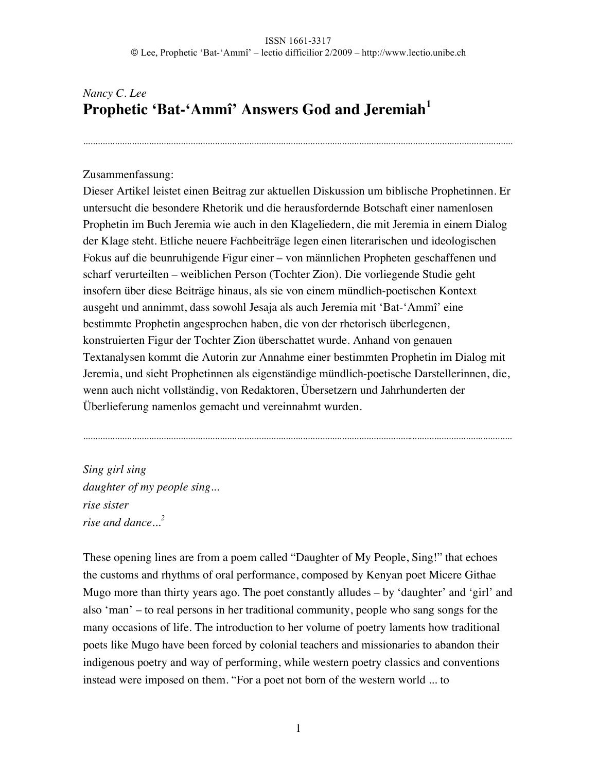*Nancy C. Lee*

# Prophetic ‘Bat-‘Ammî’ Answers God and Jeremiah[1]

Zusammenfassung:

Dieser Artikel leistet einen Beitrag zur aktuellen Diskussion um biblische Prophetinnen. Er untersucht die besondere Rhetorik und die herausfordernde Botschaft einer namenlosen Prophetin im Buch Jeremia wie auch in den Klageliedern, die mit Jeremia in einem Dialog der Klage steht. Etliche neuere Fachbeiträge legen einen literarischen und ideologischen Fokus auf die beunruhigende Figur einer – von männlichen Propheten geschaffenen und scharf verurteilten – weiblichen Person (Tochter Zion). Die vorliegende Studie geht insofern über diese Beiträge hinaus, als sie von einem mündlich-poetischen Kontext ausgeht und annimmt, dass sowohl Jesaja als auch Jeremia mit ‘Bat-‘Ammî’ eine bestimmte Prophetin angesprochen haben, die von der rhetorisch überlegenen, konstruierten Figur der Tochter Zion überschattet wurde. Anhand von genauen Textanalysen kommt die Autorin zur Annahme einer bestimmten Prophetin im Dialog mit Jeremia, und sieht Prophetinnen als eigenständige mündlich-poetische Darstellerinnen, die, wenn auch nicht vollständig, von Redaktoren, Übersetzern und Jahrhunderten der Überlieferung namenlos gemacht und vereinnahmt wurden.

*Sing girl sing*
*daughter of my people sing...*
*rise sister*
*rise and dance...*[2]

These opening lines are from a poem called “Daughter of My People, Sing!” that echoes the customs and rhythms of oral performance, composed by Kenyan poet Micere Githae Mugo more than thirty years ago. The poet constantly alludes – by ‘daughter’ and ‘girl’ and also ‘man’ – to real persons in her traditional community, people who sang songs for the many occasions of life. The introduction to her volume of poetry laments how traditional poets like Mugo have been forced by colonial teachers and missionaries to abandon their indigenous poetry and way of performing, while western poetry classics and conventions instead were imposed on them. “For a poet not born of the western world ... to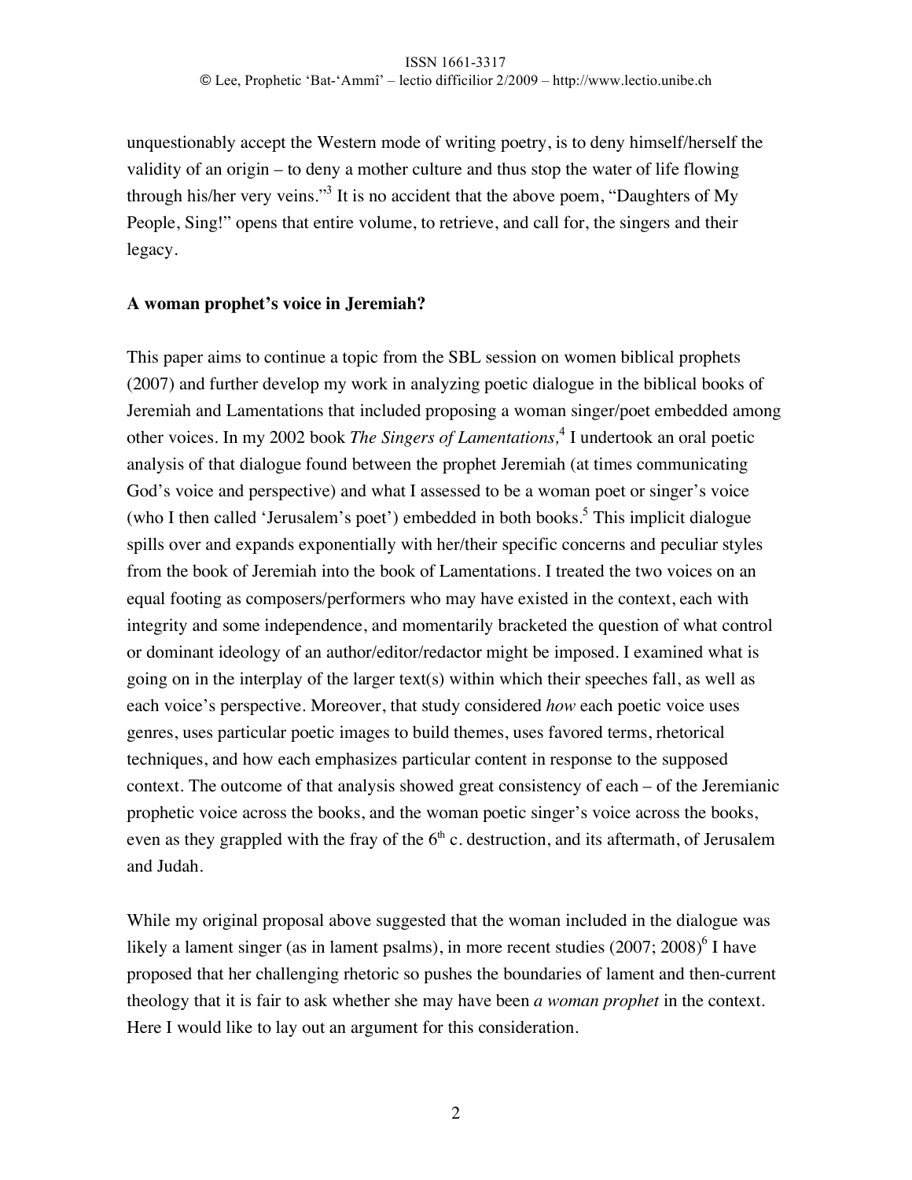unquestionably accept the Western mode of writing poetry, is to deny himself/herself the validity of an origin – to deny a mother culture and thus stop the water of life flowing through his/her very veins."[3] It is no accident that the above poem, "Daughters of My People, Sing!" opens that entire volume, to retrieve, and call for, the singers and their legacy.

**A woman prophet's voice in Jeremiah?**

This paper aims to continue a topic from the SBL session on women biblical prophets (2007) and further develop my work in analyzing poetic dialogue in the biblical books of Jeremiah and Lamentations that included proposing a woman singer/poet embedded among other voices. In my 2002 book *The Singers of Lamentations,*[4] I undertook an oral poetic analysis of that dialogue found between the prophet Jeremiah (at times communicating God's voice and perspective) and what I assessed to be a woman poet or singer's voice (who I then called 'Jerusalem's poet') embedded in both books.[5] This implicit dialogue spills over and expands exponentially with her/their specific concerns and peculiar styles from the book of Jeremiah into the book of Lamentations. I treated the two voices on an equal footing as composers/performers who may have existed in the context, each with integrity and some independence, and momentarily bracketed the question of what control or dominant ideology of an author/editor/redactor might be imposed. I examined what is going on in the interplay of the larger text(s) within which their speeches fall, as well as each voice's perspective. Moreover, that study considered *how* each poetic voice uses genres, uses particular poetic images to build themes, uses favored terms, rhetorical techniques, and how each emphasizes particular content in response to the supposed context. The outcome of that analysis showed great consistency of each – of the Jeremianic prophetic voice across the books, and the woman poetic singer's voice across the books, even as they grappled with the fray of the 6th c. destruction, and its aftermath, of Jerusalem and Judah.

While my original proposal above suggested that the woman included in the dialogue was likely a lament singer (as in lament psalms), in more recent studies (2007; 2008)[6] I have proposed that her challenging rhetoric so pushes the boundaries of lament and then-current theology that it is fair to ask whether she may have been *a woman prophet* in the context. Here I would like to lay out an argument for this consideration.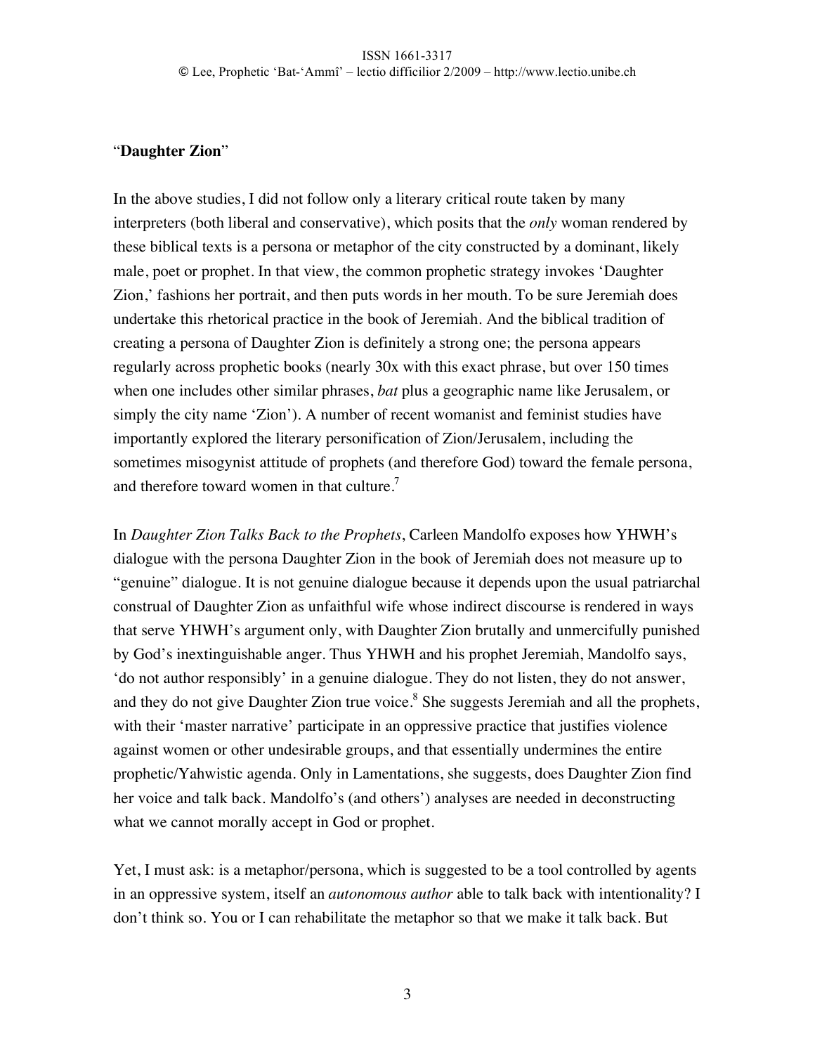"**Daughter Zion**"

In the above studies, I did not follow only a literary critical route taken by many interpreters (both liberal and conservative), which posits that the *only* woman rendered by these biblical texts is a persona or metaphor of the city constructed by a dominant, likely male, poet or prophet. In that view, the common prophetic strategy invokes 'Daughter Zion,' fashions her portrait, and then puts words in her mouth. To be sure Jeremiah does undertake this rhetorical practice in the book of Jeremiah. And the biblical tradition of creating a persona of Daughter Zion is definitely a strong one; the persona appears regularly across prophetic books (nearly 30x with this exact phrase, but over 150 times when one includes other similar phrases, *bat* plus a geographic name like Jerusalem, or simply the city name 'Zion'). A number of recent womanist and feminist studies have importantly explored the literary personification of Zion/Jerusalem, including the sometimes misogynist attitude of prophets (and therefore God) toward the female persona, and therefore toward women in that culture.[7]

In *Daughter Zion Talks Back to the Prophets*, Carleen Mandolfo exposes how YHWH's dialogue with the persona Daughter Zion in the book of Jeremiah does not measure up to "genuine" dialogue. It is not genuine dialogue because it depends upon the usual patriarchal construal of Daughter Zion as unfaithful wife whose indirect discourse is rendered in ways that serve YHWH's argument only, with Daughter Zion brutally and unmercifully punished by God's inextinguishable anger. Thus YHWH and his prophet Jeremiah, Mandolfo says, 'do not author responsibly' in a genuine dialogue. They do not listen, they do not answer, and they do not give Daughter Zion true voice.[8] She suggests Jeremiah and all the prophets, with their 'master narrative' participate in an oppressive practice that justifies violence against women or other undesirable groups, and that essentially undermines the entire prophetic/Yahwistic agenda. Only in Lamentations, she suggests, does Daughter Zion find her voice and talk back. Mandolfo's (and others') analyses are needed in deconstructing what we cannot morally accept in God or prophet.

Yet, I must ask: is a metaphor/persona, which is suggested to be a tool controlled by agents in an oppressive system, itself an *autonomous author* able to talk back with intentionality? I don't think so. You or I can rehabilitate the metaphor so that we make it talk back. But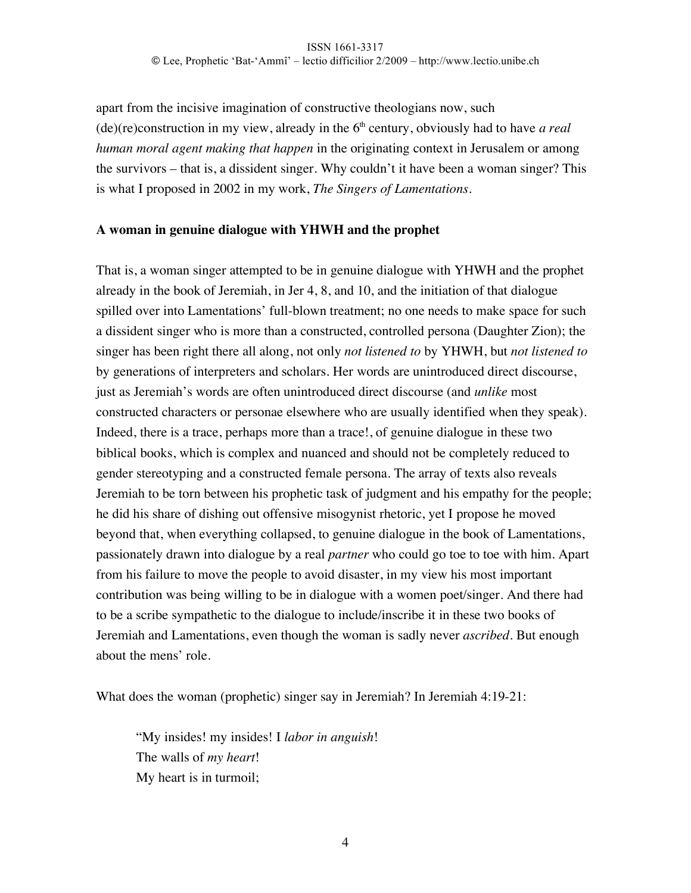apart from the incisive imagination of constructive theologians now, such (de)(re)construction in my view, already in the 6th century, obviously had to have *a real human moral agent making that happen* in the originating context in Jerusalem or among the survivors – that is, a dissident singer. Why couldn't it have been a woman singer? This is what I proposed in 2002 in my work, *The Singers of Lamentations*.

**A woman in genuine dialogue with YHWH and the prophet**

That is, a woman singer attempted to be in genuine dialogue with YHWH and the prophet already in the book of Jeremiah, in Jer 4, 8, and 10, and the initiation of that dialogue spilled over into Lamentations' full-blown treatment; no one needs to make space for such a dissident singer who is more than a constructed, controlled persona (Daughter Zion); the singer has been right there all along, not only *not listened to* by YHWH, but *not listened to* by generations of interpreters and scholars. Her words are unintroduced direct discourse, just as Jeremiah's words are often unintroduced direct discourse (and *unlike* most constructed characters or personae elsewhere who are usually identified when they speak). Indeed, there is a trace, perhaps more than a trace!, of genuine dialogue in these two biblical books, which is complex and nuanced and should not be completely reduced to gender stereotyping and a constructed female persona. The array of texts also reveals Jeremiah to be torn between his prophetic task of judgment and his empathy for the people; he did his share of dishing out offensive misogynist rhetoric, yet I propose he moved beyond that, when everything collapsed, to genuine dialogue in the book of Lamentations, passionately drawn into dialogue by a real *partner* who could go toe to toe with him. Apart from his failure to move the people to avoid disaster, in my view his most important contribution was being willing to be in dialogue with a women poet/singer. And there had to be a scribe sympathetic to the dialogue to include/inscribe it in these two books of Jeremiah and Lamentations, even though the woman is sadly never *ascribed*. But enough about the mens' role.

What does the woman (prophetic) singer say in Jeremiah? In Jeremiah 4:19-21:

> "My insides! my insides! I *labor in anguish*!
> The walls of *my heart*!
> My heart is in turmoil;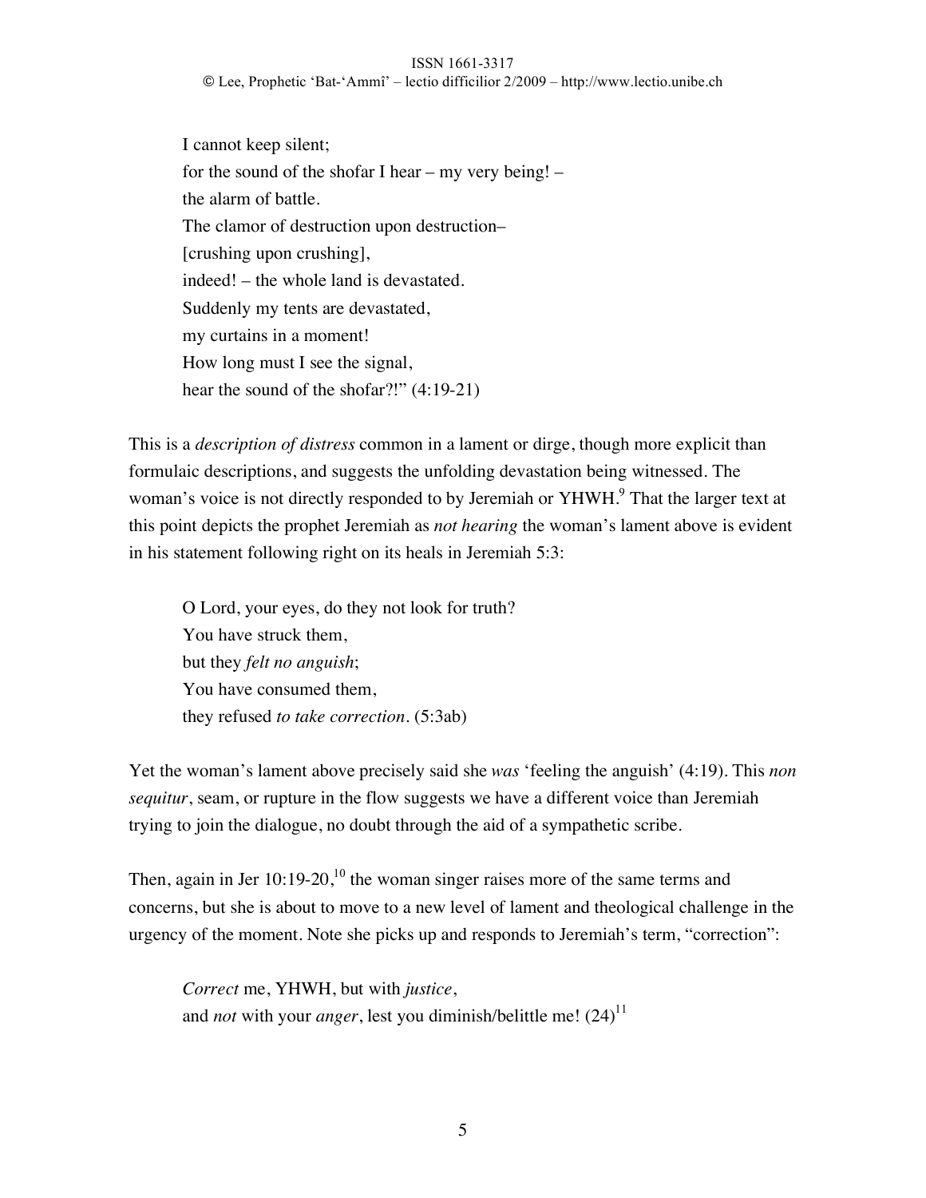I cannot keep silent;
for the sound of the shofar I hear – my very being! –
the alarm of battle.
The clamor of destruction upon destruction–
[crushing upon crushing],
indeed! – the whole land is devastated.
Suddenly my tents are devastated,
my curtains in a moment!
How long must I see the signal,
hear the sound of the shofar?!" (4:19-21)

This is a *description of distress* common in a lament or dirge, though more explicit than formulaic descriptions, and suggests the unfolding devastation being witnessed. The woman's voice is not directly responded to by Jeremiah or YHWH.[9] That the larger text at this point depicts the prophet Jeremiah as *not hearing* the woman's lament above is evident in his statement following right on its heals in Jeremiah 5:3:

> O Lord, your eyes, do they not look for truth?
> You have struck them,
> but they *felt no anguish*;
> You have consumed them,
> they refused *to take correction*. (5:3ab)

Yet the woman's lament above precisely said she *was* 'feeling the anguish' (4:19). This *non sequitur*, seam, or rupture in the flow suggests we have a different voice than Jeremiah trying to join the dialogue, no doubt through the aid of a sympathetic scribe.

Then, again in Jer 10:19-20,[10] the woman singer raises more of the same terms and concerns, but she is about to move to a new level of lament and theological challenge in the urgency of the moment. Note she picks up and responds to Jeremiah's term, "correction":

> *Correct* me, YHWH, but with *justice*,
> and *not* with your *anger*, lest you diminish/belittle me! (24)[11]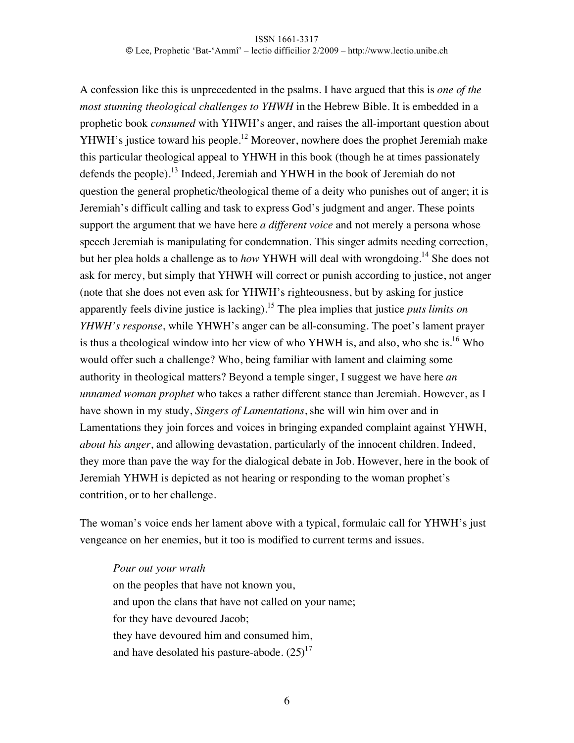A confession like this is unprecedented in the psalms. I have argued that this is *one of the most stunning theological challenges to YHWH* in the Hebrew Bible. It is embedded in a prophetic book *consumed* with YHWH's anger, and raises the all-important question about YHWH's justice toward his people.[12] Moreover, nowhere does the prophet Jeremiah make this particular theological appeal to YHWH in this book (though he at times passionately defends the people).[13] Indeed, Jeremiah and YHWH in the book of Jeremiah do not question the general prophetic/theological theme of a deity who punishes out of anger; it is Jeremiah's difficult calling and task to express God's judgment and anger. These points support the argument that we have here *a different voice* and not merely a persona whose speech Jeremiah is manipulating for condemnation. This singer admits needing correction, but her plea holds a challenge as to *how* YHWH will deal with wrongdoing.[14] She does not ask for mercy, but simply that YHWH will correct or punish according to justice, not anger (note that she does not even ask for YHWH's righteousness, but by asking for justice apparently feels divine justice is lacking).[15] The plea implies that justice *puts limits on YHWH's response*, while YHWH's anger can be all-consuming. The poet's lament prayer is thus a theological window into her view of who YHWH is, and also, who she is.[16] Who would offer such a challenge? Who, being familiar with lament and claiming some authority in theological matters? Beyond a temple singer, I suggest we have here *an unnamed woman prophet* who takes a rather different stance than Jeremiah. However, as I have shown in my study, *Singers of Lamentations*, she will win him over and in Lamentations they join forces and voices in bringing expanded complaint against YHWH, *about his anger*, and allowing devastation, particularly of the innocent children. Indeed, they more than pave the way for the dialogical debate in Job. However, here in the book of Jeremiah YHWH is depicted as not hearing or responding to the woman prophet's contrition, or to her challenge.

The woman's voice ends her lament above with a typical, formulaic call for YHWH's just vengeance on her enemies, but it too is modified to current terms and issues.

> *Pour out your wrath*
> on the peoples that have not known you,
> and upon the clans that have not called on your name;
> for they have devoured Jacob;
> they have devoured him and consumed him,
> and have desolated his pasture-abode. (25)[17]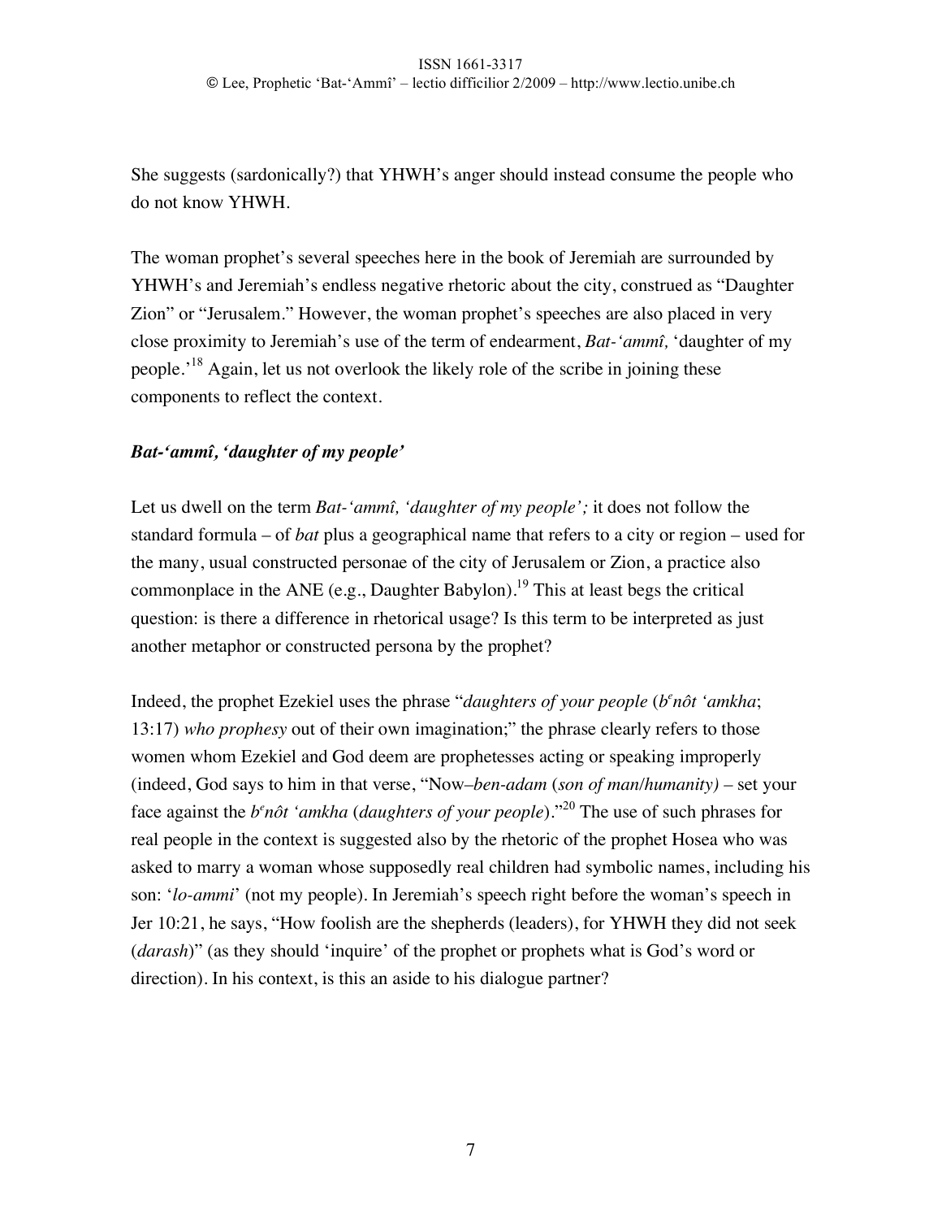She suggests (sardonically?) that YHWH's anger should instead consume the people who do not know YHWH.

The woman prophet's several speeches here in the book of Jeremiah are surrounded by YHWH's and Jeremiah's endless negative rhetoric about the city, construed as "Daughter Zion" or "Jerusalem." However, the woman prophet's speeches are also placed in very close proximity to Jeremiah's use of the term of endearment, *Bat-'ammî,* 'daughter of my people.'[18] Again, let us not overlook the likely role of the scribe in joining these components to reflect the context.

### *Bat-'ammî, 'daughter of my people'*

Let us dwell on the term *Bat-'ammî, 'daughter of my people';* it does not follow the standard formula – of *bat* plus a geographical name that refers to a city or region – used for the many, usual constructed personae of the city of Jerusalem or Zion, a practice also commonplace in the ANE (e.g., Daughter Babylon).[19] This at least begs the critical question: is there a difference in rhetorical usage? Is this term to be interpreted as just another metaphor or constructed persona by the prophet?

Indeed, the prophet Ezekiel uses the phrase "*daughters of your people* (*b<sup>e</sup>nôt 'amkha*; 13:17) *who prophesy* out of their own imagination;" the phrase clearly refers to those women whom Ezekiel and God deem are prophetesses acting or speaking improperly (indeed, God says to him in that verse, "Now–*ben-adam* (*son of man/humanity)* – set your face against the *b<sup>e</sup>nôt 'amkha* (*daughters of your people*)."[20] The use of such phrases for real people in the context is suggested also by the rhetoric of the prophet Hosea who was asked to marry a woman whose supposedly real children had symbolic names, including his son: '*lo-ammi*' (not my people). In Jeremiah's speech right before the woman's speech in Jer 10:21, he says, "How foolish are the shepherds (leaders), for YHWH they did not seek (*darash*)" (as they should 'inquire' of the prophet or prophets what is God's word or direction). In his context, is this an aside to his dialogue partner?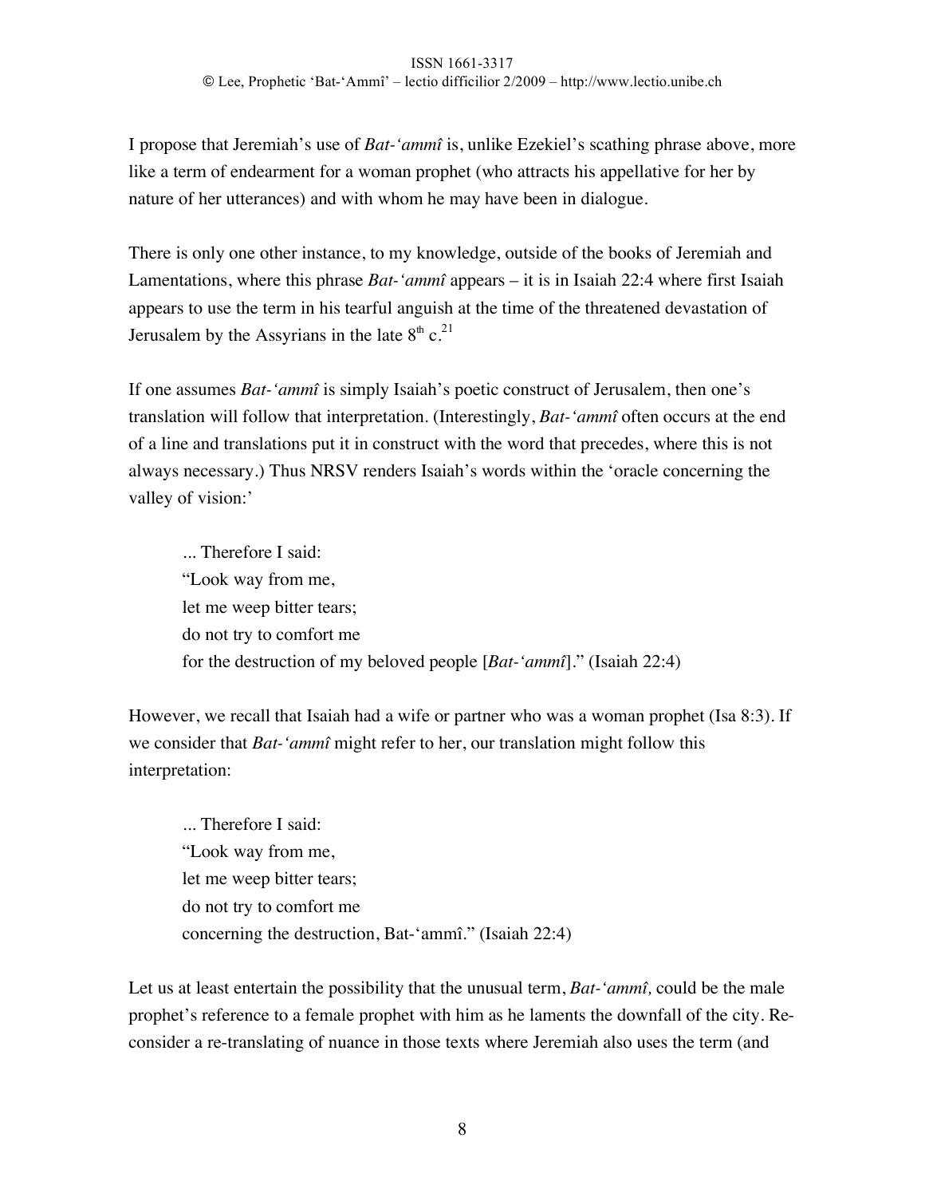I propose that Jeremiah's use of *Bat-'ammî* is, unlike Ezekiel's scathing phrase above, more like a term of endearment for a woman prophet (who attracts his appellative for her by nature of her utterances) and with whom he may have been in dialogue.

There is only one other instance, to my knowledge, outside of the books of Jeremiah and Lamentations, where this phrase *Bat-'ammî* appears – it is in Isaiah 22:4 where first Isaiah appears to use the term in his tearful anguish at the time of the threatened devastation of Jerusalem by the Assyrians in the late 8th c.[21]

If one assumes *Bat-'ammî* is simply Isaiah's poetic construct of Jerusalem, then one's translation will follow that interpretation. (Interestingly, *Bat-'ammî* often occurs at the end of a line and translations put it in construct with the word that precedes, where this is not always necessary.) Thus NRSV renders Isaiah's words within the 'oracle concerning the valley of vision:'

> ... Therefore I said:
> "Look way from me,
> let me weep bitter tears;
> do not try to comfort me
> for the destruction of my beloved people [*Bat-'ammî*]." (Isaiah 22:4)

However, we recall that Isaiah had a wife or partner who was a woman prophet (Isa 8:3). If we consider that *Bat-'ammî* might refer to her, our translation might follow this interpretation:

> ... Therefore I said:
> "Look way from me,
> let me weep bitter tears;
> do not try to comfort me
> concerning the destruction, Bat-'ammî." (Isaiah 22:4)

Let us at least entertain the possibility that the unusual term, *Bat-'ammî,* could be the male prophet's reference to a female prophet with him as he laments the downfall of the city. Re-consider a re-translating of nuance in those texts where Jeremiah also uses the term (and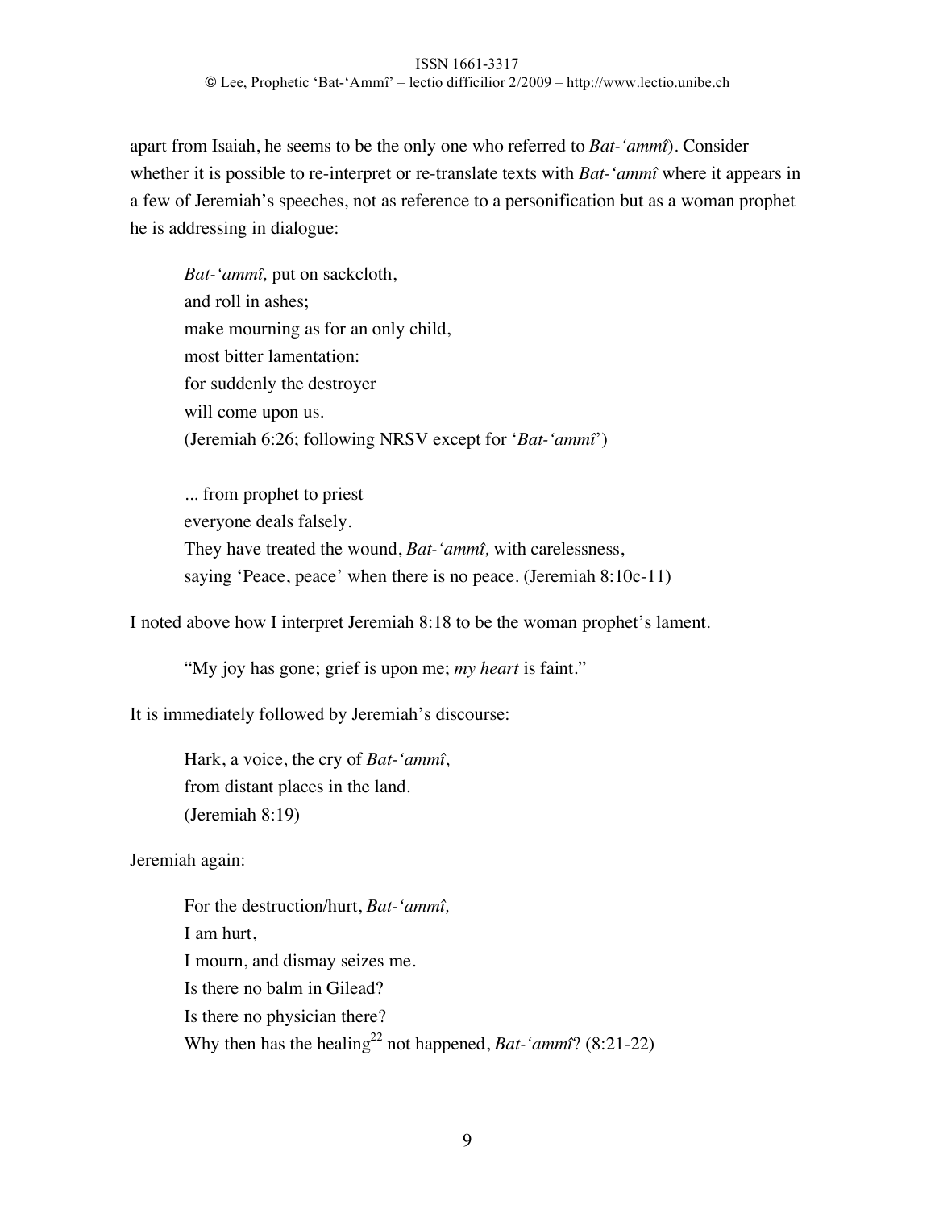apart from Isaiah, he seems to be the only one who referred to *Bat-'ammî*). Consider whether it is possible to re-interpret or re-translate texts with *Bat-'ammî* where it appears in a few of Jeremiah's speeches, not as reference to a personification but as a woman prophet he is addressing in dialogue:

> *Bat-'ammî,* put on sackcloth,
> and roll in ashes;
> make mourning as for an only child,
> most bitter lamentation:
> for suddenly the destroyer
> will come upon us.
> (Jeremiah 6:26; following NRSV except for '*Bat-'ammî*')

> ... from prophet to priest
> everyone deals falsely.
> They have treated the wound, *Bat-'ammî,* with carelessness,
> saying 'Peace, peace' when there is no peace. (Jeremiah 8:10c-11)

I noted above how I interpret Jeremiah 8:18 to be the woman prophet's lament.

> "My joy has gone; grief is upon me; *my heart* is faint."

It is immediately followed by Jeremiah's discourse:

> Hark, a voice, the cry of *Bat-'ammî*,
> from distant places in the land.
> (Jeremiah 8:19)

Jeremiah again:

> For the destruction/hurt, *Bat-'ammî,*
> I am hurt,
> I mourn, and dismay seizes me.
> Is there no balm in Gilead?
> Is there no physician there?
> Why then has the healing[22] not happened, *Bat-'ammî*? (8:21-22)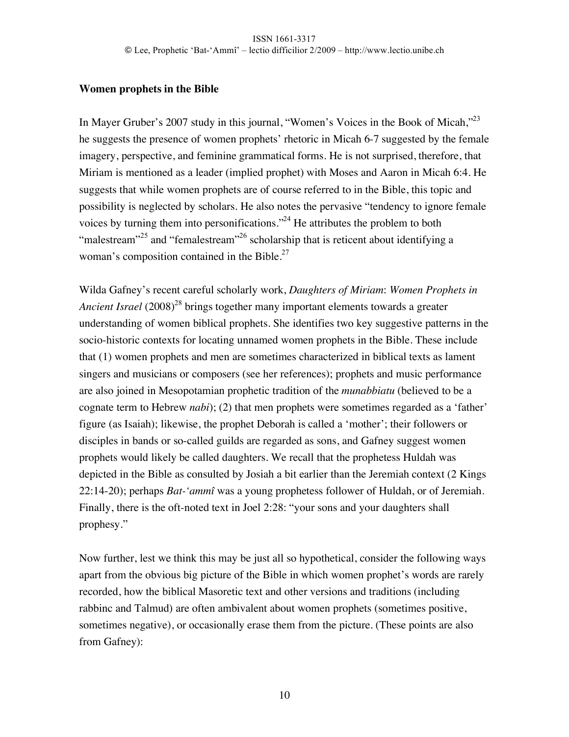**Women prophets in the Bible**

In Mayer Gruber's 2007 study in this journal, "Women's Voices in the Book of Micah,"[23] he suggests the presence of women prophets' rhetoric in Micah 6-7 suggested by the female imagery, perspective, and feminine grammatical forms. He is not surprised, therefore, that Miriam is mentioned as a leader (implied prophet) with Moses and Aaron in Micah 6:4. He suggests that while women prophets are of course referred to in the Bible, this topic and possibility is neglected by scholars. He also notes the pervasive "tendency to ignore female voices by turning them into personifications."[24] He attributes the problem to both "malestream"[25] and "femalestream"[26] scholarship that is reticent about identifying a woman's composition contained in the Bible.[27]

Wilda Gafney's recent careful scholarly work, *Daughters of Miriam*: *Women Prophets in Ancient Israel* (2008)[28] brings together many important elements towards a greater understanding of women biblical prophets. She identifies two key suggestive patterns in the socio-historic contexts for locating unnamed women prophets in the Bible. These include that (1) women prophets and men are sometimes characterized in biblical texts as lament singers and musicians or composers (see her references); prophets and music performance are also joined in Mesopotamian prophetic tradition of the *munabbiatu* (believed to be a cognate term to Hebrew *nabi*); (2) that men prophets were sometimes regarded as a 'father' figure (as Isaiah); likewise, the prophet Deborah is called a 'mother'; their followers or disciples in bands or so-called guilds are regarded as sons, and Gafney suggest women prophets would likely be called daughters. We recall that the prophetess Huldah was depicted in the Bible as consulted by Josiah a bit earlier than the Jeremiah context (2 Kings 22:14-20); perhaps *Bat-'ammî* was a young prophetess follower of Huldah, or of Jeremiah. Finally, there is the oft-noted text in Joel 2:28: "your sons and your daughters shall prophesy."

Now further, lest we think this may be just all so hypothetical, consider the following ways apart from the obvious big picture of the Bible in which women prophet's words are rarely recorded, how the biblical Masoretic text and other versions and traditions (including rabbinc and Talmud) are often ambivalent about women prophets (sometimes positive, sometimes negative), or occasionally erase them from the picture. (These points are also from Gafney):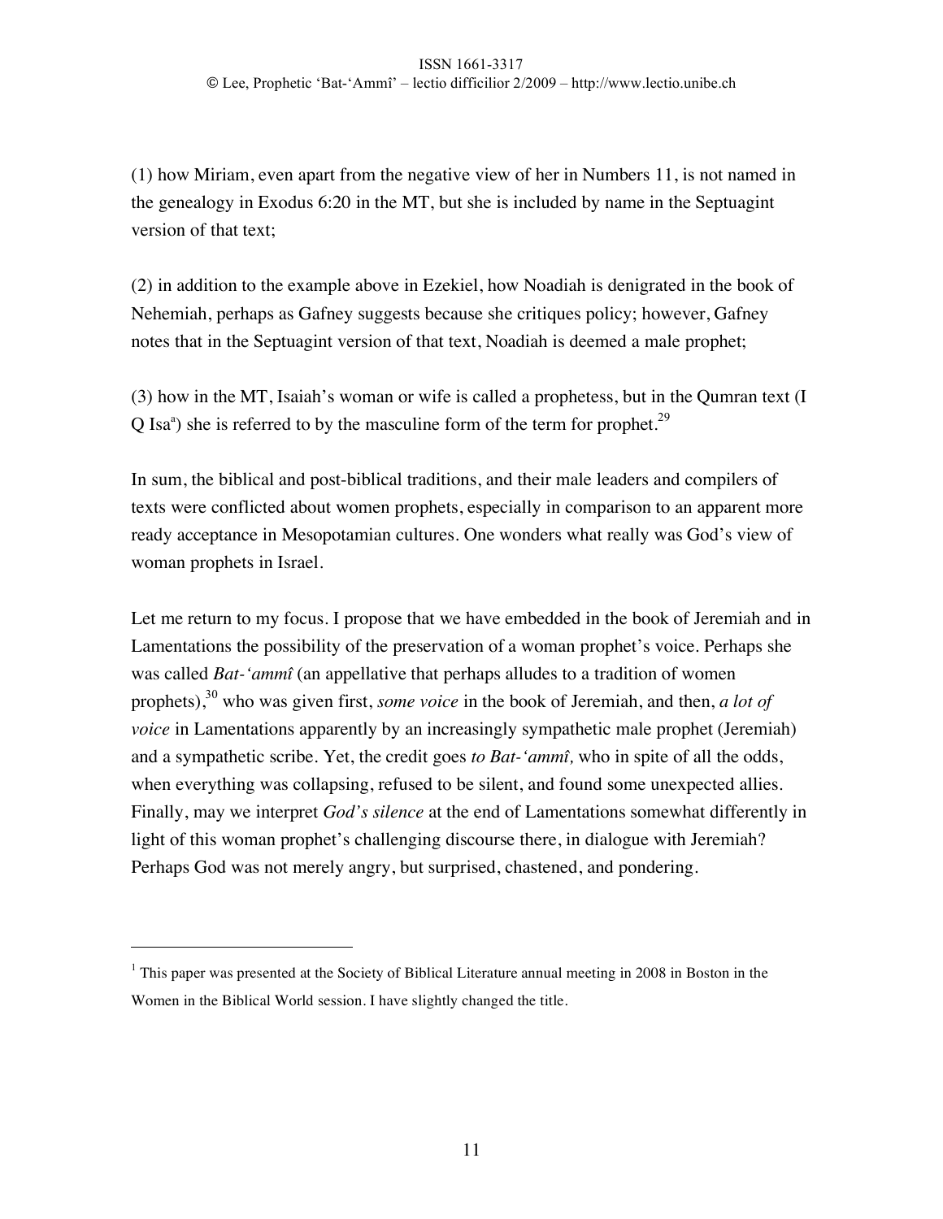(1) how Miriam, even apart from the negative view of her in Numbers 11, is not named in the genealogy in Exodus 6:20 in the MT, but she is included by name in the Septuagint version of that text;

(2) in addition to the example above in Ezekiel, how Noadiah is denigrated in the book of Nehemiah, perhaps as Gafney suggests because she critiques policy; however, Gafney notes that in the Septuagint version of that text, Noadiah is deemed a male prophet;

(3) how in the MT, Isaiah's woman or wife is called a prophetess, but in the Qumran text (I Q Isa[a]) she is referred to by the masculine form of the term for prophet.[29]

In sum, the biblical and post-biblical traditions, and their male leaders and compilers of texts were conflicted about women prophets, especially in comparison to an apparent more ready acceptance in Mesopotamian cultures. One wonders what really was God's view of woman prophets in Israel.

Let me return to my focus. I propose that we have embedded in the book of Jeremiah and in Lamentations the possibility of the preservation of a woman prophet's voice. Perhaps she was called *Bat-'ammî* (an appellative that perhaps alludes to a tradition of women prophets),[30] who was given first, *some voice* in the book of Jeremiah, and then, *a lot of voice* in Lamentations apparently by an increasingly sympathetic male prophet (Jeremiah) and a sympathetic scribe. Yet, the credit goes *to Bat-'ammî,* who in spite of all the odds, when everything was collapsing, refused to be silent, and found some unexpected allies. Finally, may we interpret *God's silence* at the end of Lamentations somewhat differently in light of this woman prophet's challenging discourse there, in dialogue with Jeremiah? Perhaps God was not merely angry, but surprised, chastened, and pondering.

---

[1] This paper was presented at the Society of Biblical Literature annual meeting in 2008 in Boston in the Women in the Biblical World session. I have slightly changed the title.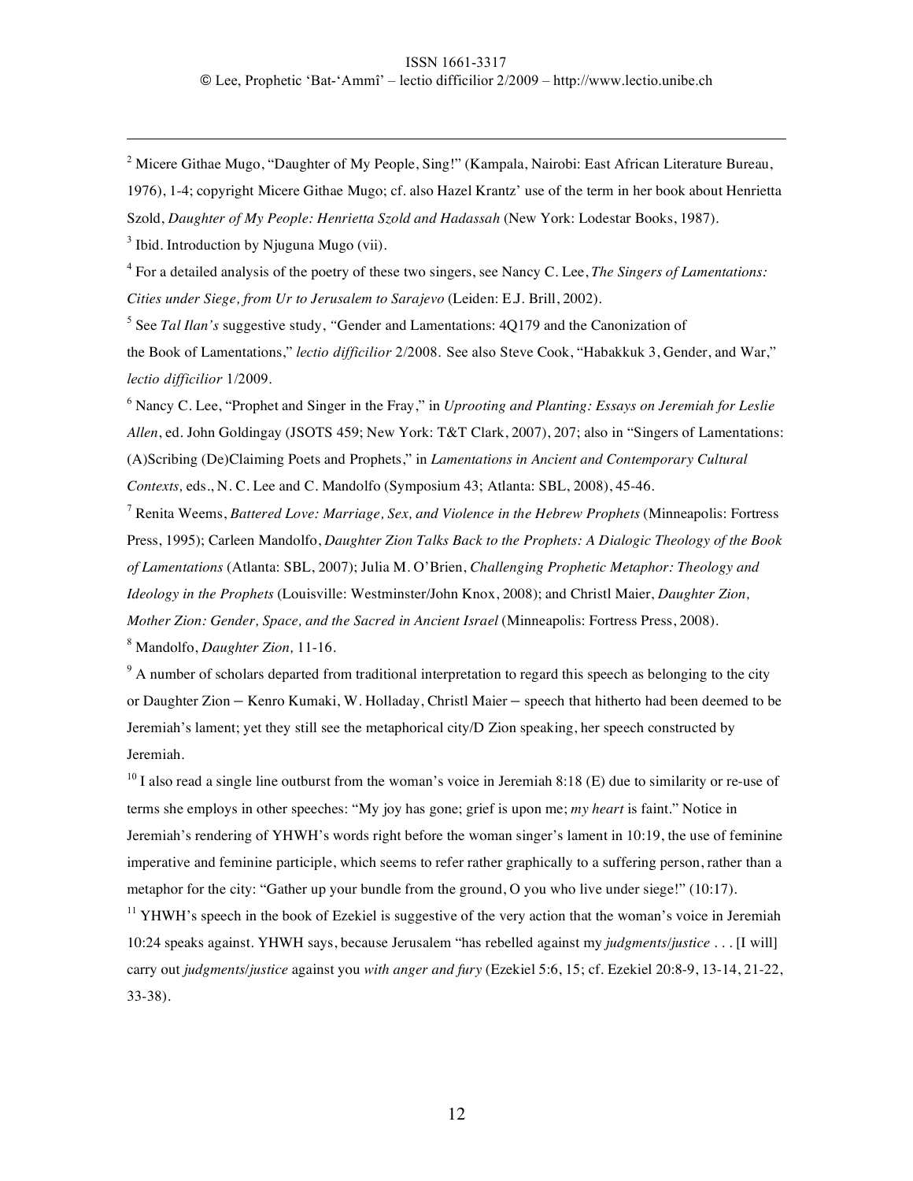[2] Micere Githae Mugo, "Daughter of My People, Sing!" (Kampala, Nairobi: East African Literature Bureau, 1976), 1-4; copyright Micere Githae Mugo; cf. also Hazel Krantz' use of the term in her book about Henrietta Szold, *Daughter of My People: Henrietta Szold and Hadassah* (New York: Lodestar Books, 1987).

[3] Ibid. Introduction by Njuguna Mugo (vii).

[4] For a detailed analysis of the poetry of these two singers, see Nancy C. Lee, *The Singers of Lamentations: Cities under Siege, from Ur to Jerusalem to Sarajevo* (Leiden: E.J. Brill, 2002).

[5] See *Tal Ilan's* suggestive study, "Gender and Lamentations: 4Q179 and the Canonization of the Book of Lamentations," *lectio difficilior* 2/2008. See also Steve Cook, "Habakkuk 3, Gender, and War," *lectio difficilior* 1/2009.

[6] Nancy C. Lee, "Prophet and Singer in the Fray," in *Uprooting and Planting: Essays on Jeremiah for Leslie Allen*, ed. John Goldingay (JSOTS 459; New York: T&T Clark, 2007), 207; also in "Singers of Lamentations: (A)Scribing (De)Claiming Poets and Prophets," in *Lamentations in Ancient and Contemporary Cultural Contexts,* eds., N. C. Lee and C. Mandolfo (Symposium 43; Atlanta: SBL, 2008), 45-46.

[7] Renita Weems, *Battered Love: Marriage, Sex, and Violence in the Hebrew Prophets* (Minneapolis: Fortress Press, 1995); Carleen Mandolfo, *Daughter Zion Talks Back to the Prophets: A Dialogic Theology of the Book of Lamentations* (Atlanta: SBL, 2007); Julia M. O'Brien, *Challenging Prophetic Metaphor: Theology and Ideology in the Prophets* (Louisville: Westminster/John Knox, 2008); and Christl Maier, *Daughter Zion, Mother Zion: Gender, Space, and the Sacred in Ancient Israel* (Minneapolis: Fortress Press, 2008).

[8] Mandolfo, *Daughter Zion,* 11-16.

[9] A number of scholars departed from traditional interpretation to regard this speech as belonging to the city or Daughter Zion – Kenro Kumaki, W. Holladay, Christl Maier – speech that hitherto had been deemed to be Jeremiah's lament; yet they still see the metaphorical city/D Zion speaking, her speech constructed by Jeremiah.

[10] I also read a single line outburst from the woman's voice in Jeremiah 8:18 (E) due to similarity or re-use of terms she employs in other speeches: "My joy has gone; grief is upon me; *my heart* is faint." Notice in Jeremiah's rendering of YHWH's words right before the woman singer's lament in 10:19, the use of feminine imperative and feminine participle, which seems to refer rather graphically to a suffering person, rather than a metaphor for the city: "Gather up your bundle from the ground, O you who live under siege!" (10:17).

[11] YHWH's speech in the book of Ezekiel is suggestive of the very action that the woman's voice in Jeremiah 10:24 speaks against. YHWH says, because Jerusalem "has rebelled against my *judgments/justice* . . . [I will] carry out *judgments/justice* against you *with anger and fury* (Ezekiel 5:6, 15; cf. Ezekiel 20:8-9, 13-14, 21-22, 33-38).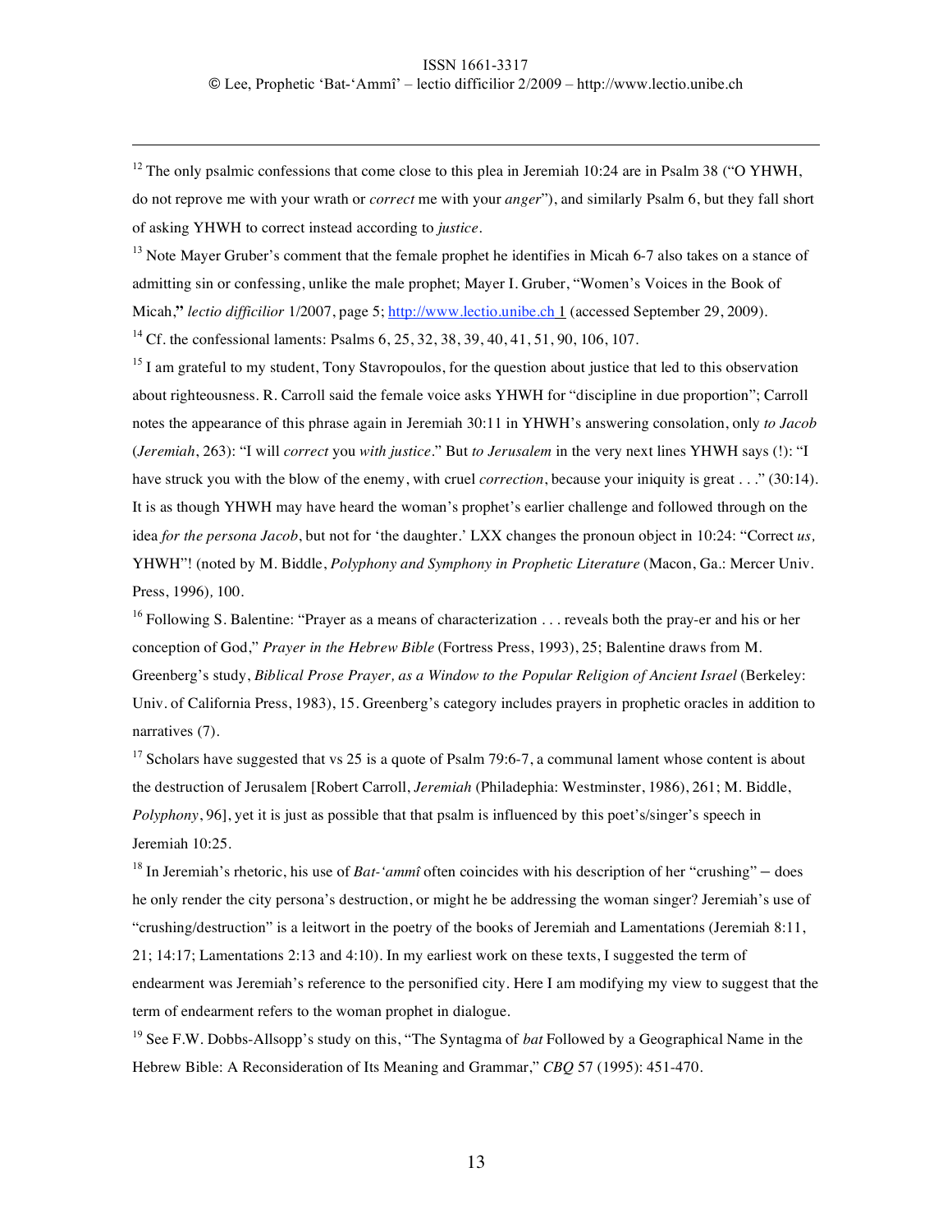[12] The only psalmic confessions that come close to this plea in Jeremiah 10:24 are in Psalm 38 ("O YHWH, do not reprove me with your wrath or *correct* me with your *anger*"), and similarly Psalm 6, but they fall short of asking YHWH to correct instead according to *justice*.

[13] Note Mayer Gruber's comment that the female prophet he identifies in Micah 6-7 also takes on a stance of admitting sin or confessing, unlike the male prophet; Mayer I. Gruber, "Women's Voices in the Book of Micah," *lectio difficilior* 1/2007, page 5; http://www.lectio.unibe.ch 1 (accessed September 29, 2009).

[14] Cf. the confessional laments: Psalms 6, 25, 32, 38, 39, 40, 41, 51, 90, 106, 107.

[15] I am grateful to my student, Tony Stavropoulos, for the question about justice that led to this observation about righteousness. R. Carroll said the female voice asks YHWH for "discipline in due proportion"; Carroll notes the appearance of this phrase again in Jeremiah 30:11 in YHWH's answering consolation, only *to Jacob* (*Jeremiah*, 263): "I will *correct* you *with justice*." But *to Jerusalem* in the very next lines YHWH says (!): "I have struck you with the blow of the enemy, with cruel *correction*, because your iniquity is great . . ." (30:14). It is as though YHWH may have heard the woman's prophet's earlier challenge and followed through on the idea *for the persona Jacob*, but not for 'the daughter.' LXX changes the pronoun object in 10:24: "Correct *us,* YHWH"! (noted by M. Biddle, *Polyphony and Symphony in Prophetic Literature* (Macon, Ga.: Mercer Univ. Press, 1996)*,* 100.

[16] Following S. Balentine: "Prayer as a means of characterization . . . reveals both the pray-er and his or her conception of God," *Prayer in the Hebrew Bible* (Fortress Press, 1993), 25; Balentine draws from M. Greenberg's study, *Biblical Prose Prayer, as a Window to the Popular Religion of Ancient Israel* (Berkeley: Univ. of California Press, 1983), 15. Greenberg's category includes prayers in prophetic oracles in addition to narratives (7).

[17] Scholars have suggested that vs 25 is a quote of Psalm 79:6-7, a communal lament whose content is about the destruction of Jerusalem [Robert Carroll, *Jeremiah* (Philadephia: Westminster, 1986), 261; M. Biddle, *Polyphony*, 96], yet it is just as possible that that psalm is influenced by this poet's/singer's speech in Jeremiah 10:25.

[18] In Jeremiah's rhetoric, his use of *Bat-'ammî* often coincides with his description of her "crushing" – does he only render the city persona's destruction, or might he be addressing the woman singer? Jeremiah's use of "crushing/destruction" is a leitwort in the poetry of the books of Jeremiah and Lamentations (Jeremiah 8:11, 21; 14:17; Lamentations 2:13 and 4:10). In my earliest work on these texts, I suggested the term of endearment was Jeremiah's reference to the personified city. Here I am modifying my view to suggest that the term of endearment refers to the woman prophet in dialogue.

[19] See F.W. Dobbs-Allsopp's study on this, "The Syntagma of *bat* Followed by a Geographical Name in the Hebrew Bible: A Reconsideration of Its Meaning and Grammar," *CBQ* 57 (1995): 451-470.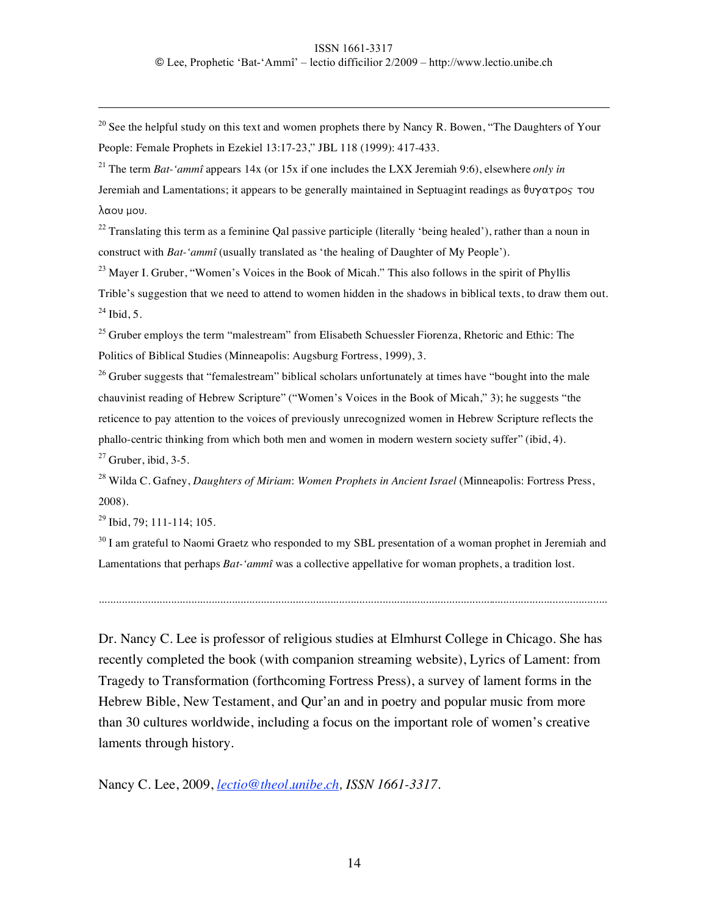[20] See the helpful study on this text and women prophets there by Nancy R. Bowen, "The Daughters of Your People: Female Prophets in Ezekiel 13:17-23," JBL 118 (1999): 417-433.

[21] The term *Bat-'ammî* appears 14x (or 15x if one includes the LXX Jeremiah 9:6), elsewhere *only in* Jeremiah and Lamentations; it appears to be generally maintained in Septuagint readings as θυγατρος του λαου μου.

[22] Translating this term as a feminine Qal passive participle (literally 'being healed'), rather than a noun in construct with *Bat-'ammî* (usually translated as 'the healing of Daughter of My People').

[23] Mayer I. Gruber, "Women's Voices in the Book of Micah." This also follows in the spirit of Phyllis Trible's suggestion that we need to attend to women hidden in the shadows in biblical texts, to draw them out.

[24] Ibid, 5.

[25] Gruber employs the term "malestream" from Elisabeth Schuessler Fiorenza, Rhetoric and Ethic: The Politics of Biblical Studies (Minneapolis: Augsburg Fortress, 1999), 3.

[26] Gruber suggests that "femalestream" biblical scholars unfortunately at times have "bought into the male chauvinist reading of Hebrew Scripture" ("Women's Voices in the Book of Micah," 3); he suggests "the reticence to pay attention to the voices of previously unrecognized women in Hebrew Scripture reflects the phallo-centric thinking from which both men and women in modern western society suffer" (ibid, 4).

[27] Gruber, ibid, 3-5.

[28] Wilda C. Gafney, *Daughters of Miriam*: *Women Prophets in Ancient Israel* (Minneapolis: Fortress Press, 2008).

[29] Ibid, 79; 111-114; 105.

[30] I am grateful to Naomi Graetz who responded to my SBL presentation of a woman prophet in Jeremiah and Lamentations that perhaps *Bat-'ammî* was a collective appellative for woman prophets, a tradition lost.

---

Dr. Nancy C. Lee is professor of religious studies at Elmhurst College in Chicago. She has recently completed the book (with companion streaming website), Lyrics of Lament: from Tragedy to Transformation (forthcoming Fortress Press), a survey of lament forms in the Hebrew Bible, New Testament, and Qur'an and in poetry and popular music from more than 30 cultures worldwide, including a focus on the important role of women's creative laments through history.

Nancy C. Lee, 2009, *lectio@theol.unibe.ch, ISSN 1661-3317*.